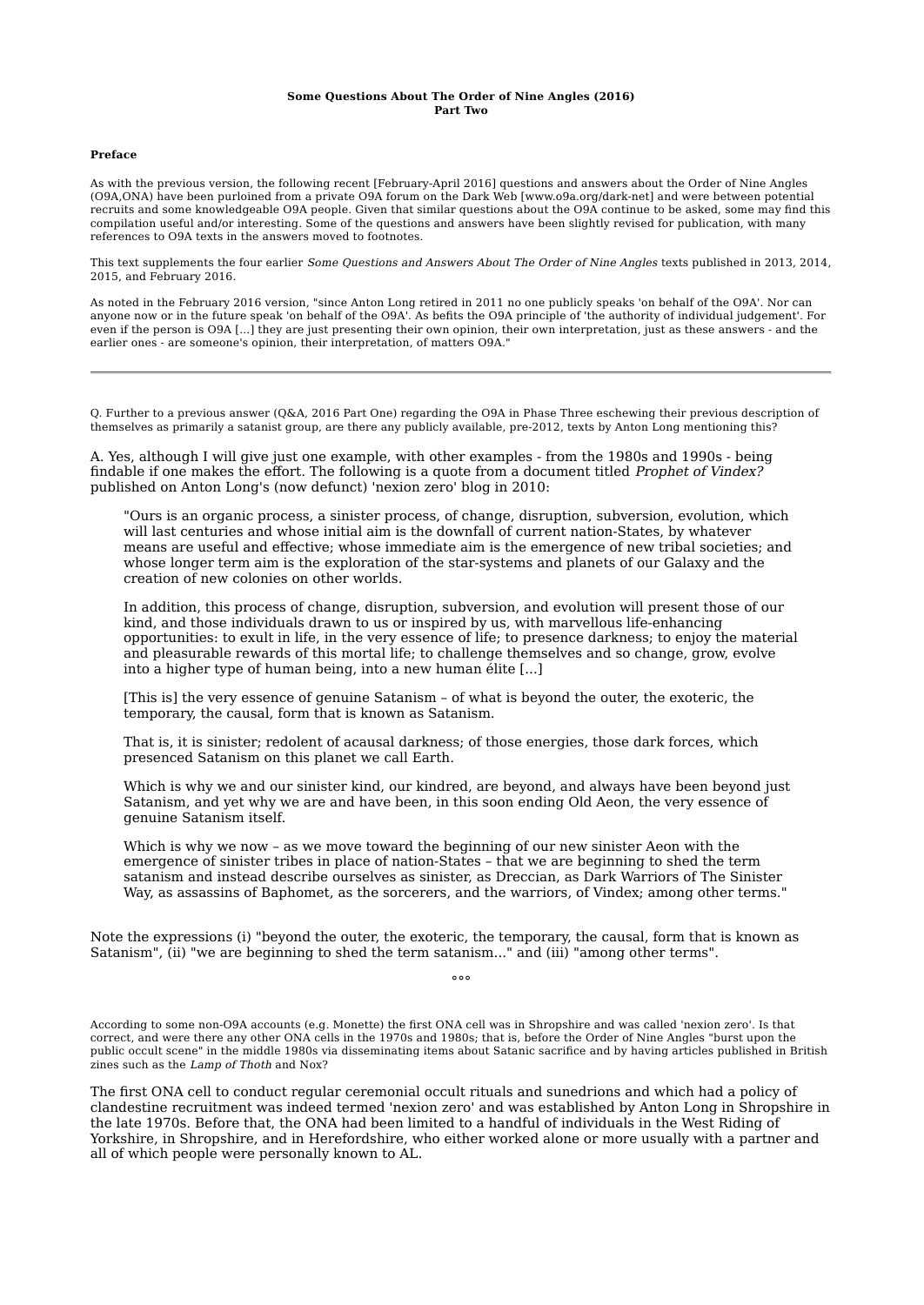**Some Questions About The Order of Nine Angles (2016)**
**Part Two**

**Preface**

As with the previous version, the following recent [February-April 2016] questions and answers about the Order of Nine Angles (O9A,ONA) have been purloined from a private O9A forum on the Dark Web [www.o9a.org/dark-net] and were between potential recruits and some knowledgeable O9A people. Given that similar questions about the O9A continue to be asked, some may find this compilation useful and/or interesting. Some of the questions and answers have been slightly revised for publication, with many references to O9A texts in the answers moved to footnotes.

This text supplements the four earlier *Some Questions and Answers About The Order of Nine Angles* texts published in 2013, 2014, 2015, and February 2016.

As noted in the February 2016 version, "since Anton Long retired in 2011 no one publicly speaks 'on behalf of the O9A'. Nor can anyone now or in the future speak 'on behalf of the O9A'. As befits the O9A principle of 'the authority of individual judgement'. For even if the person is O9A [...] they are just presenting their own opinion, their own interpretation, just as these answers - and the earlier ones - are someone's opinion, their interpretation, of matters O9A."

---

Q. Further to a previous answer (Q&A, 2016 Part One) regarding the O9A in Phase Three eschewing their previous description of themselves as primarily a satanist group, are there any publicly available, pre-2012, texts by Anton Long mentioning this?

A. Yes, although I will give just one example, with other examples - from the 1980s and 1990s - being findable if one makes the effort. The following is a quote from a document titled *Prophet of Vindex?* published on Anton Long's (now defunct) 'nexion zero' blog in 2010:

> "Ours is an organic process, a sinister process, of change, disruption, subversion, evolution, which will last centuries and whose initial aim is the downfall of current nation-States, by whatever means are useful and effective; whose immediate aim is the emergence of new tribal societies; and whose longer term aim is the exploration of the star-systems and planets of our Galaxy and the creation of new colonies on other worlds.
>
> In addition, this process of change, disruption, subversion, and evolution will present those of our kind, and those individuals drawn to us or inspired by us, with marvellous life-enhancing opportunities: to exult in life, in the very essence of life; to presence darkness; to enjoy the material and pleasurable rewards of this mortal life; to challenge themselves and so change, grow, evolve into a higher type of human being, into a new human élite [...]
>
> [This is] the very essence of genuine Satanism – of what is beyond the outer, the exoteric, the temporary, the causal, form that is known as Satanism.
>
> That is, it is sinister; redolent of acausal darkness; of those energies, those dark forces, which presenced Satanism on this planet we call Earth.
>
> Which is why we and our sinister kind, our kindred, are beyond, and always have been beyond just Satanism, and yet why we are and have been, in this soon ending Old Aeon, the very essence of genuine Satanism itself.
>
> Which is why we now – as we move toward the beginning of our new sinister Aeon with the emergence of sinister tribes in place of nation-States – that we are beginning to shed the term satanism and instead describe ourselves as sinister, as Dreccian, as Dark Warriors of The Sinister Way, as assassins of Baphomet, as the sorcerers, and the warriors, of Vindex; among other terms."

Note the expressions (i) "beyond the outer, the exoteric, the temporary, the causal, form that is known as Satanism", (ii) "we are beginning to shed the term satanism..." and (iii) "among other terms".

°°°

According to some non-O9A accounts (e.g. Monette) the first ONA cell was in Shropshire and was called 'nexion zero'. Is that correct, and were there any other ONA cells in the 1970s and 1980s; that is, before the Order of Nine Angles "burst upon the public occult scene" in the middle 1980s via disseminating items about Satanic sacrifice and by having articles published in British zines such as the *Lamp of Thoth* and Nox?

The first ONA cell to conduct regular ceremonial occult rituals and sunedrions and which had a policy of clandestine recruitment was indeed termed 'nexion zero' and was established by Anton Long in Shropshire in the late 1970s. Before that, the ONA had been limited to a handful of individuals in the West Riding of Yorkshire, in Shropshire, and in Herefordshire, who either worked alone or more usually with a partner and all of which people were personally known to AL.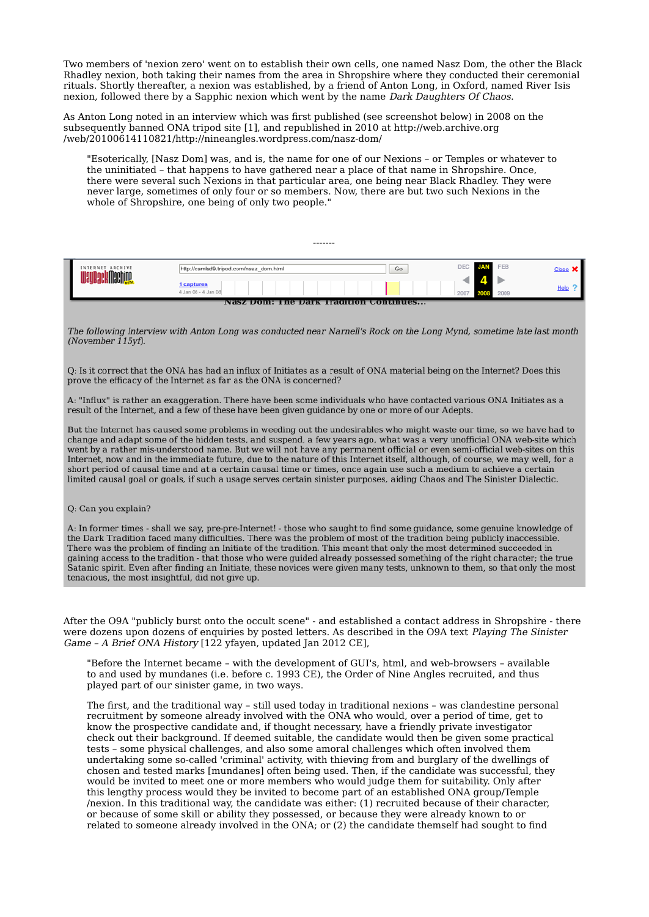Two members of 'nexion zero' went on to establish their own cells, one named Nasz Dom, the other the Black Rhadley nexion, both taking their names from the area in Shropshire where they conducted their ceremonial rituals. Shortly thereafter, a nexion was established, by a friend of Anton Long, in Oxford, named River Isis nexion, followed there by a Sapphic nexion which went by the name *Dark Daughters Of Chaos*.

As Anton Long noted in an interview which was first published (see screenshot below) in 2008 on the subsequently banned ONA tripod site [1], and republished in 2010 at http://web.archive.org/web/20100614110821/http://nineangles.wordpress.com/nasz-dom/

> "Esoterically, [Nasz Dom] was, and is, the name for one of our Nexions – or Temples or whatever to the uninitiated – that happens to have gathered near a place of that name in Shropshire. Once, there were several such Nexions in that particular area, one being near Black Rhadley. They were never large, sometimes of only four or so members. Now, there are but two such Nexions in the whole of Shropshire, one being of only two people."

-------

INTERNET ARCHIVE WayBackMachine BETA | http://camlad9.tripod.com/nasz_dom.html | Go | DEC JAN FEB 4 2007 2008 2009 | Close | Help

1 captures 4 Jan 08 - 4 Jan 08

**Nasz Dom: The Dark Tradition Continues...**

*The following Interview with Anton Long was conducted near Narnell's Rock on the Long Mynd, sometime late last month (November 115yf).*

Q: Is it correct that the ONA has had an influx of Initiates as a result of ONA material being on the Internet? Does this prove the efficacy of the Internet as far as the ONA is concerned?

A: "Influx" is rather an exaggeration. There have been some individuals who have contacted various ONA Initiates as a result of the Internet, and a few of these have been given guidance by one or more of our Adepts.

But the Internet has caused some problems in weeding out the undesirables who might waste our time, so we have had to change and adapt some of the hidden tests, and suspend, a few years ago, what was a very unofficial ONA web-site which went by a rather mis-understood name. But we will not have any permanent official or even semi-official web-sites on this Internet, now and in the immediate future, due to the nature of this Internet itself, although, of course, we may well, for a short period of causal time and at a certain causal time or times, once again use such a medium to achieve a certain limited causal goal or goals, if such a usage serves certain sinister purposes, aiding Chaos and The Sinister Dialectic.

Q: Can you explain?

A: In former times - shall we say, pre-pre-Internet! - those who saught to find some guidance, some genuine knowledge of the Dark Tradition faced many difficulties. There was the problem of most of the tradition being publicly inaccessible. There was the problem of finding an Initiate of the tradition. This meant that only the most determined succeeded in gaining access to the tradition - that those who were guided already possessed something of the right character; the true Satanic spirit. Even after finding an Initiate, these novices were given many tests, unknown to them, so that only the most tenacious, the most insightful, did not give up.

After the O9A "publicly burst onto the occult scene" - and established a contact address in Shropshire - there were dozens upon dozens of enquiries by posted letters. As described in the O9A text *Playing The Sinister Game – A Brief ONA History* [122 yfayen, updated Jan 2012 CE],

> "Before the Internet became – with the development of GUI's, html, and web-browsers – available to and used by mundanes (i.e. before c. 1993 CE), the Order of Nine Angles recruited, and thus played part of our sinister game, in two ways.
>
> The first, and the traditional way – still used today in traditional nexions – was clandestine personal recruitment by someone already involved with the ONA who would, over a period of time, get to know the prospective candidate and, if thought necessary, have a friendly private investigator check out their background. If deemed suitable, the candidate would then be given some practical tests – some physical challenges, and also some amoral challenges which often involved them undertaking some so-called 'criminal' activity, with thieving from and burglary of the dwellings of chosen and tested marks [mundanes] often being used. Then, if the candidate was successful, they would be invited to meet one or more members who would judge them for suitability. Only after this lengthy process would they be invited to become part of an established ONA group/Temple /nexion. In this traditional way, the candidate was either: (1) recruited because of their character, or because of some skill or ability they possessed, or because they were already known to or related to someone already involved in the ONA; or (2) the candidate themself had sought to find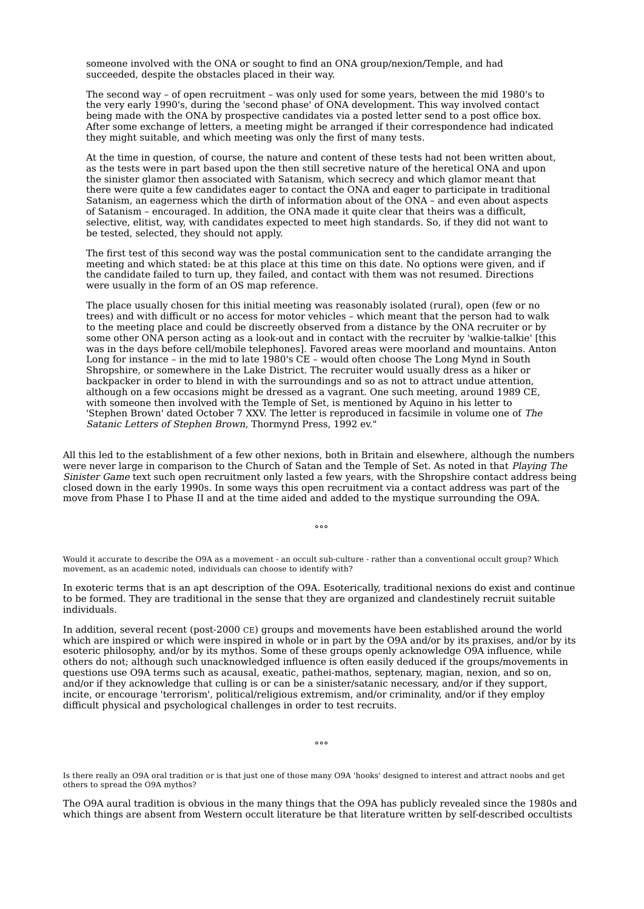someone involved with the ONA or sought to find an ONA group/nexion/Temple, and had succeeded, despite the obstacles placed in their way.

> The second way – of open recruitment – was only used for some years, between the mid 1980's to the very early 1990's, during the 'second phase' of ONA development. This way involved contact being made with the ONA by prospective candidates via a posted letter send to a post office box. After some exchange of letters, a meeting might be arranged if their correspondence had indicated they might suitable, and which meeting was only the first of many tests.
>
> At the time in question, of course, the nature and content of these tests had not been written about, as the tests were in part based upon the then still secretive nature of the heretical ONA and upon the sinister glamor then associated with Satanism, which secrecy and which glamor meant that there were quite a few candidates eager to contact the ONA and eager to participate in traditional Satanism, an eagerness which the dirth of information about of the ONA – and even about aspects of Satanism – encouraged. In addition, the ONA made it quite clear that theirs was a difficult, selective, elitist, way, with candidates expected to meet high standards. So, if they did not want to be tested, selected, they should not apply.
>
> The first test of this second way was the postal communication sent to the candidate arranging the meeting and which stated: be at this place at this time on this date. No options were given, and if the candidate failed to turn up, they failed, and contact with them was not resumed. Directions were usually in the form of an OS map reference.
>
> The place usually chosen for this initial meeting was reasonably isolated (rural), open (few or no trees) and with difficult or no access for motor vehicles – which meant that the person had to walk to the meeting place and could be discreetly observed from a distance by the ONA recruiter or by some other ONA person acting as a look-out and in contact with the recruiter by 'walkie-talkie' [this was in the days before cell/mobile telephones]. Favored areas were moorland and mountains. Anton Long for instance – in the mid to late 1980's CE – would often choose The Long Mynd in South Shropshire, or somewhere in the Lake District. The recruiter would usually dress as a hiker or backpacker in order to blend in with the surroundings and so as not to attract undue attention, although on a few occasions might be dressed as a vagrant. One such meeting, around 1989 CE, with someone then involved with the Temple of Set, is mentioned by Aquino in his letter to 'Stephen Brown' dated October 7 XXV. The letter is reproduced in facsimile in volume one of *The Satanic Letters of Stephen Brown*, Thormynd Press, 1992 ev."

All this led to the establishment of a few other nexions, both in Britain and elsewhere, although the numbers were never large in comparison to the Church of Satan and the Temple of Set. As noted in that *Playing The Sinister Game* text such open recruitment only lasted a few years, with the Shropshire contact address being closed down in the early 1990s. In some ways this open recruitment via a contact address was part of the move from Phase I to Phase II and at the time aided and added to the mystique surrounding the O9A.

°°°

Would it accurate to describe the O9A as a movement - an occult sub-culture - rather than a conventional occult group? Which movement, as an academic noted, individuals can choose to identify with?

In exoteric terms that is an apt description of the O9A. Esoterically, traditional nexions do exist and continue to be formed. They are traditional in the sense that they are organized and clandestinely recruit suitable individuals.

In addition, several recent (post-2000 CE) groups and movements have been established around the world which are inspired or which were inspired in whole or in part by the O9A and/or by its praxises, and/or by its esoteric philosophy, and/or by its mythos. Some of these groups openly acknowledge O9A influence, while others do not; although such unacknowledged influence is often easily deduced if the groups/movements in questions use O9A terms such as acausal, exeatic, pathei-mathos, septenary, magian, nexion, and so on, and/or if they acknowledge that culling is or can be a sinister/satanic necessary, and/or if they support, incite, or encourage 'terrorism', political/religious extremism, and/or criminality, and/or if they employ difficult physical and psychological challenges in order to test recruits.

°°°

Is there really an O9A oral tradition or is that just one of those many O9A 'hooks' designed to interest and attract noobs and get others to spread the O9A mythos?

The O9A aural tradition is obvious in the many things that the O9A has publicly revealed since the 1980s and which things are absent from Western occult literature be that literature written by self-described occultists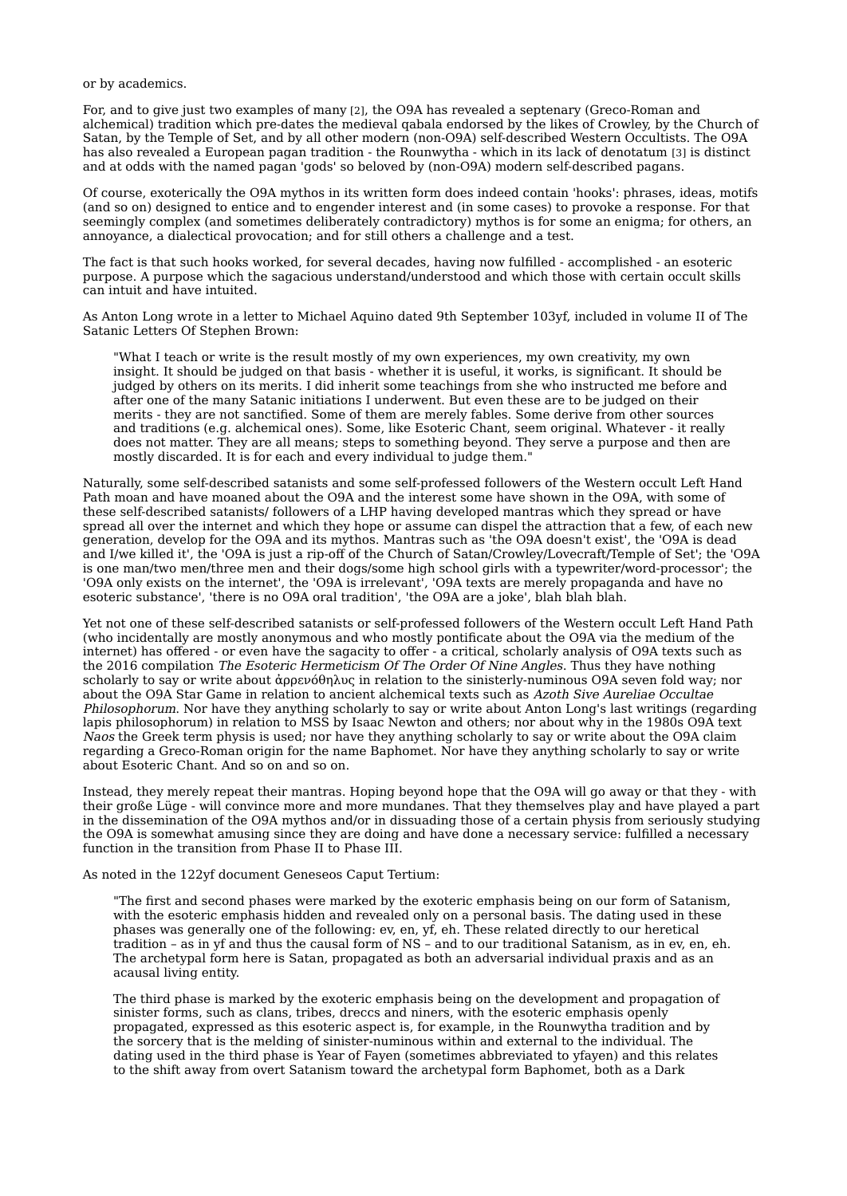or by academics.

For, and to give just two examples of many [2], the O9A has revealed a septenary (Greco-Roman and alchemical) tradition which pre-dates the medieval qabala endorsed by the likes of Crowley, by the Church of Satan, by the Temple of Set, and by all other modern (non-O9A) self-described Western Occultists. The O9A has also revealed a European pagan tradition - the Rounwytha - which in its lack of denotatum [3] is distinct and at odds with the named pagan 'gods' so beloved by (non-O9A) modern self-described pagans.

Of course, exoterically the O9A mythos in its written form does indeed contain 'hooks': phrases, ideas, motifs (and so on) designed to entice and to engender interest and (in some cases) to provoke a response. For that seemingly complex (and sometimes deliberately contradictory) mythos is for some an enigma; for others, an annoyance, a dialectical provocation; and for still others a challenge and a test.

The fact is that such hooks worked, for several decades, having now fulfilled - accomplished - an esoteric purpose. A purpose which the sagacious understand/understood and which those with certain occult skills can intuit and have intuited.

As Anton Long wrote in a letter to Michael Aquino dated 9th September 103yf, included in volume II of The Satanic Letters Of Stephen Brown:

> "What I teach or write is the result mostly of my own experiences, my own creativity, my own insight. It should be judged on that basis - whether it is useful, it works, is significant. It should be judged by others on its merits. I did inherit some teachings from she who instructed me before and after one of the many Satanic initiations I underwent. But even these are to be judged on their merits - they are not sanctified. Some of them are merely fables. Some derive from other sources and traditions (e.g. alchemical ones). Some, like Esoteric Chant, seem original. Whatever - it really does not matter. They are all means; steps to something beyond. They serve a purpose and then are mostly discarded. It is for each and every individual to judge them."

Naturally, some self-described satanists and some self-professed followers of the Western occult Left Hand Path moan and have moaned about the O9A and the interest some have shown in the O9A, with some of these self-described satanists/ followers of a LHP having developed mantras which they spread or have spread all over the internet and which they hope or assume can dispel the attraction that a few, of each new generation, develop for the O9A and its mythos. Mantras such as 'the O9A doesn't exist', the 'O9A is dead and I/we killed it', the 'O9A is just a rip-off of the Church of Satan/Crowley/Lovecraft/Temple of Set'; the 'O9A is one man/two men/three men and their dogs/some high school girls with a typewriter/word-processor'; the 'O9A only exists on the internet', the 'O9A is irrelevant', 'O9A texts are merely propaganda and have no esoteric substance', 'there is no O9A oral tradition', 'the O9A are a joke', blah blah blah.

Yet not one of these self-described satanists or self-professed followers of the Western occult Left Hand Path (who incidentally are mostly anonymous and who mostly pontificate about the O9A via the medium of the internet) has offered - or even have the sagacity to offer - a critical, scholarly analysis of O9A texts such as the 2016 compilation *The Esoteric Hermeticism Of The Order Of Nine Angles*. Thus they have nothing scholarly to say or write about ἀρρενόθηλυς in relation to the sinisterly-numinous O9A seven fold way; nor about the O9A Star Game in relation to ancient alchemical texts such as *Azoth Sive Aureliae Occultae Philosophorum*. Nor have they anything scholarly to say or write about Anton Long's last writings (regarding lapis philosophorum) in relation to MSS by Isaac Newton and others; nor about why in the 1980s O9A text *Naos* the Greek term physis is used; nor have they anything scholarly to say or write about the O9A claim regarding a Greco-Roman origin for the name Baphomet. Nor have they anything scholarly to say or write about Esoteric Chant. And so on and so on.

Instead, they merely repeat their mantras. Hoping beyond hope that the O9A will go away or that they - with their große Lüge - will convince more and more mundanes. That they themselves play and have played a part in the dissemination of the O9A mythos and/or in dissuading those of a certain physis from seriously studying the O9A is somewhat amusing since they are doing and have done a necessary service: fulfilled a necessary function in the transition from Phase II to Phase III.

As noted in the 122yf document Geneseos Caput Tertium:

> "The first and second phases were marked by the exoteric emphasis being on our form of Satanism, with the esoteric emphasis hidden and revealed only on a personal basis. The dating used in these phases was generally one of the following: ev, en, yf, eh. These related directly to our heretical tradition – as in yf and thus the causal form of NS – and to our traditional Satanism, as in ev, en, eh. The archetypal form here is Satan, propagated as both an adversarial individual praxis and as an acausal living entity.
>
> The third phase is marked by the exoteric emphasis being on the development and propagation of sinister forms, such as clans, tribes, dreccs and niners, with the esoteric emphasis openly propagated, expressed as this esoteric aspect is, for example, in the Rounwytha tradition and by the sorcery that is the melding of sinister-numinous within and external to the individual. The dating used in the third phase is Year of Fayen (sometimes abbreviated to yfayen) and this relates to the shift away from overt Satanism toward the archetypal form Baphomet, both as a Dark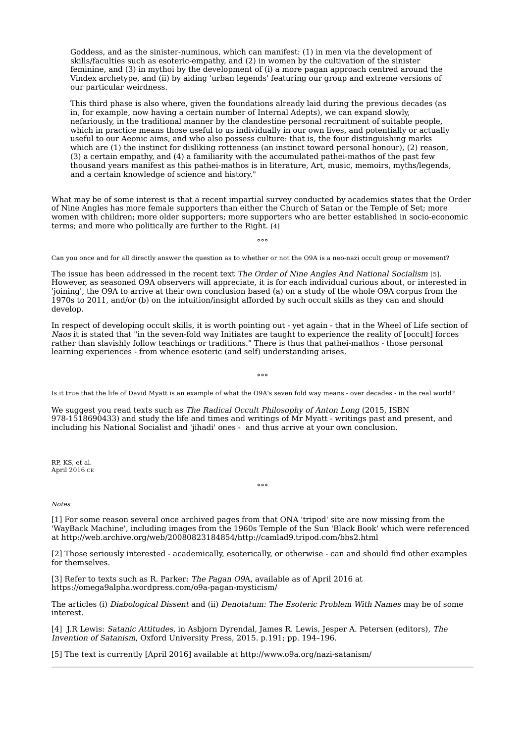> Goddess, and as the sinister-numinous, which can manifest: (1) in men via the development of skills/faculties such as esoteric-empathy, and (2) in women by the cultivation of the sinister feminine, and (3) in mythoi by the development of (i) a more pagan approach centred around the Vindex archetype, and (ii) by aiding 'urban legends' featuring our group and extreme versions of our particular weirdness.
>
> This third phase is also where, given the foundations already laid during the previous decades (as in, for example, now having a certain number of Internal Adepts), we can expand slowly, nefariously, in the traditional manner by the clandestine personal recruitment of suitable people, which in practice means those useful to us individually in our own lives, and potentially or actually useful to our Aeonic aims, and who also possess culture: that is, the four distinguishing marks which are (1) the instinct for disliking rottenness (an instinct toward personal honour), (2) reason, (3) a certain empathy, and (4) a familiarity with the accumulated pathei-mathos of the past few thousand years manifest as this pathei-mathos is in literature, Art, music, memoirs, myths/legends, and a certain knowledge of science and history."

What may be of some interest is that a recent impartial survey conducted by academics states that the Order of Nine Angles has more female supporters than either the Church of Satan or the Temple of Set; more women with children; more older supporters; more supporters who are better established in socio-economic terms; and more who politically are further to the Right. [4]

°°°

Can you once and for all directly answer the question as to whether or not the O9A is a neo-nazi occult group or movement?

The issue has been addressed in the recent text *The Order of Nine Angles And National Socialism* [5]. However, as seasoned O9A observers will appreciate, it is for each individual curious about, or interested in 'joining', the O9A to arrive at their own conclusion based (a) on a study of the whole O9A corpus from the 1970s to 2011, and/or (b) on the intuition/insight afforded by such occult skills as they can and should develop.

In respect of developing occult skills, it is worth pointing out - yet again - that in the Wheel of Life section of *Naos* it is stated that "in the seven-fold way Initiates are taught to experience the reality of [occult] forces rather than slavishly follow teachings or traditions." There is thus that pathei-mathos - those personal learning experiences - from whence esoteric (and self) understanding arises.

°°°

Is it true that the life of David Myatt is an example of what the O9A's seven fold way means - over decades - in the real world?

We suggest you read texts such as *The Radical Occult Philosophy of Anton Long* (2015, ISBN 978-1518690433) and study the life and times and writings of Mr Myatt - writings past and present, and including his National Socialist and 'jihadi' ones - and thus arrive at your own conclusion.

RP, KS, et al.
April 2016 CE

°°°

*Notes*

[1] For some reason several once archived pages from that ONA 'tripod' site are now missing from the 'WayBack Machine', including images from the 1960s Temple of the Sun 'Black Book' which were referenced at http://web.archive.org/web/20080823184854/http://camlad9.tripod.com/bbs2.html

[2] Those seriously interested - academically, esoterically, or otherwise - can and should find other examples for themselves.

[3] Refer to texts such as R. Parker: *The Pagan O9A*, available as of April 2016 at https://omega9alpha.wordpress.com/o9a-pagan-mysticism/

The articles (i) *Diabological Dissent* and (ii) *Denotatum: The Esoteric Problem With Names* may be of some interest.

[4] J.R Lewis: *Satanic Attitudes*, in Asbjorn Dyrendal, James R. Lewis, Jesper A. Petersen (editors), *The Invention of Satanism*, Oxford University Press, 2015. p.191; pp. 194–196.

[5] The text is currently [April 2016] available at http://www.o9a.org/nazi-satanism/